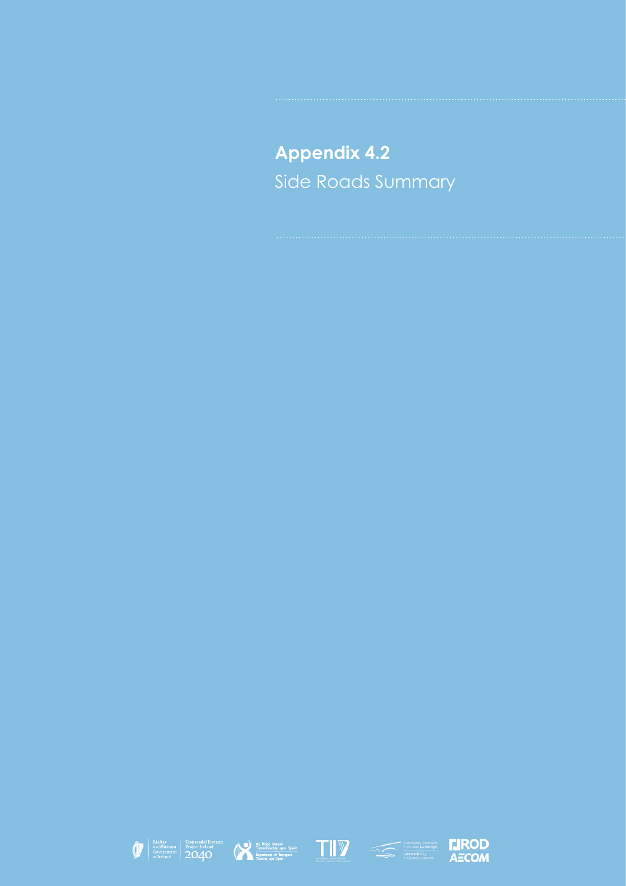# Appendix 4.2

Side Roads Summary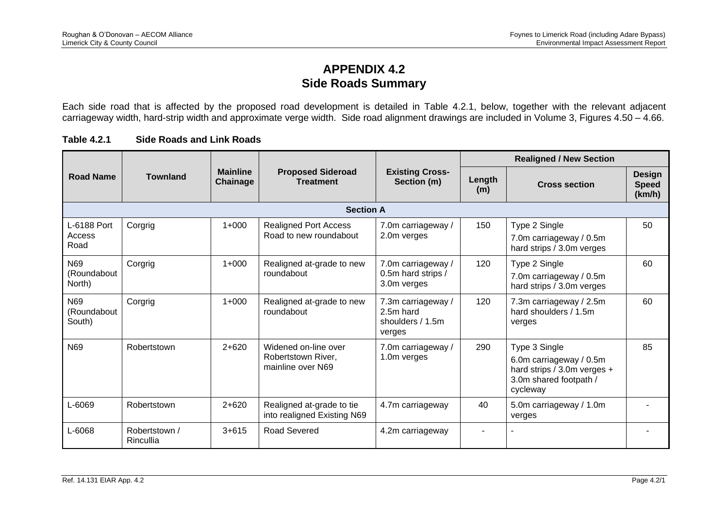# APPENDIX 4.2
# Side Roads Summary

Each side road that is affected by the proposed road development is detailed in Table 4.2.1, below, together with the relevant adjacent carriageway width, hard-strip width and approximate verge width. Side road alignment drawings are included in Volume 3, Figures 4.50 – 4.66.

**Table 4.2.1 Side Roads and Link Roads**

| Road Name | Townland | Mainline Chainage | Proposed Sideroad Treatment | Existing Cross-Section (m) | Realigned / New Section | | |
|---|---|---|---|---|---|---|---|
| | | | | | Length (m) | Cross section | Design Speed (km/h) |
| **Section A** | | | | | | | |
| L-6188 Port Access Road | Corgrig | 1+000 | Realigned Port Access Road to new roundabout | 7.0m carriageway / 2.0m verges | 150 | Type 2 Single<br>7.0m carriageway / 0.5m hard strips / 3.0m verges | 50 |
| N69 (Roundabout North) | Corgrig | 1+000 | Realigned at-grade to new roundabout | 7.0m carriageway / 0.5m hard strips / 3.0m verges | 120 | Type 2 Single<br>7.0m carriageway / 0.5m hard strips / 3.0m verges | 60 |
| N69 (Roundabout South) | Corgrig | 1+000 | Realigned at-grade to new roundabout | 7.3m carriageway / 2.5m hard shoulders / 1.5m verges | 120 | 7.3m carriageway / 2.5m hard shoulders / 1.5m verges | 60 |
| N69 | Robertstown | 2+620 | Widened on-line over Robertstown River, mainline over N69 | 7.0m carriageway / 1.0m verges | 290 | Type 3 Single<br>6.0m carriageway / 0.5m hard strips / 3.0m verges + 3.0m shared footpath / cycleway | 85 |
| L-6069 | Robertstown | 2+620 | Realigned at-grade to tie into realigned Existing N69 | 4.7m carriageway | 40 | 5.0m carriageway / 1.0m verges | - |
| L-6068 | Robertstown / Rincullia | 3+615 | Road Severed | 4.2m carriageway | - | - | - |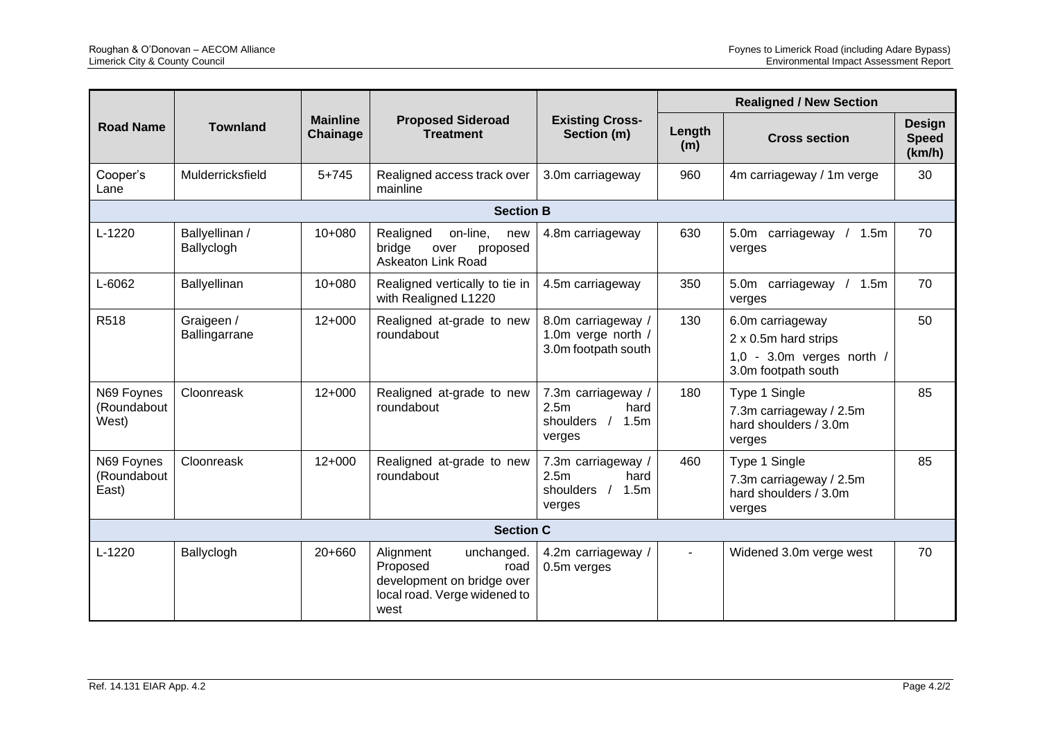| Road Name | Townland | Mainline Chainage | Proposed Sideroad Treatment | Existing Cross-Section (m) | Realigned / New Section | | |
|---|---|---|---|---|---|---|---|
| | | | | | Length (m) | Cross section | Design Speed (km/h) |
| Cooper's Lane | Mulderricksfield | 5+745 | Realigned access track over mainline | 3.0m carriageway | 960 | 4m carriageway / 1m verge | 30 |
| **Section B** | | | | | | | |
| L-1220 | Ballyellinan / Ballyclogh | 10+080 | Realigned on-line, new bridge over proposed Askeaton Link Road | 4.8m carriageway | 630 | 5.0m carriageway / 1.5m verges | 70 |
| L-6062 | Ballyellinan | 10+080 | Realigned vertically to tie in with Realigned L1220 | 4.5m carriageway | 350 | 5.0m carriageway / 1.5m verges | 70 |
| R518 | Graigeen / Ballingarrane | 12+000 | Realigned at-grade to new roundabout | 8.0m carriageway / 1.0m verge north / 3.0m footpath south | 130 | 6.0m carriageway<br>2 x 0.5m hard strips<br>1,0 - 3.0m verges north / 3.0m footpath south | 50 |
| N69 Foynes (Roundabout West) | Cloonreask | 12+000 | Realigned at-grade to new roundabout | 7.3m carriageway / 2.5m hard shoulders / 1.5m verges | 180 | Type 1 Single<br>7.3m carriageway / 2.5m hard shoulders / 3.0m verges | 85 |
| N69 Foynes (Roundabout East) | Cloonreask | 12+000 | Realigned at-grade to new roundabout | 7.3m carriageway / 2.5m hard shoulders / 1.5m verges | 460 | Type 1 Single<br>7.3m carriageway / 2.5m hard shoulders / 3.0m verges | 85 |
| **Section C** | | | | | | | |
| L-1220 | Ballyclogh | 20+660 | Alignment unchanged. Proposed road development on bridge over local road. Verge widened to west | 4.2m carriageway / 0.5m verges | - | Widened 3.0m verge west | 70 |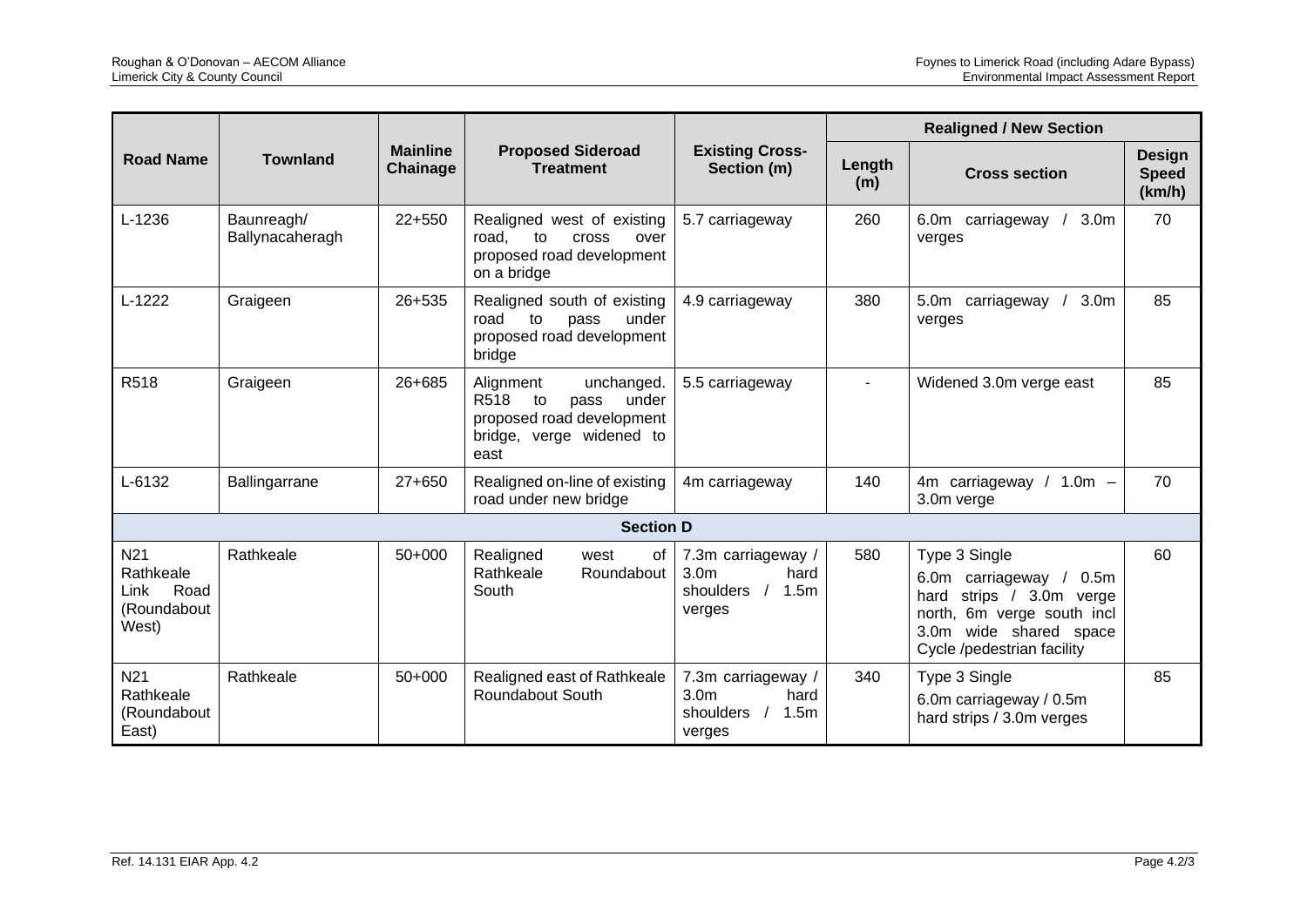| Road Name | Townland | Mainline Chainage | Proposed Sideroad Treatment | Existing Cross-Section (m) | Realigned / New Section | | |
|---|---|---|---|---|---|---|---|
| | | | | | Length (m) | Cross section | Design Speed (km/h) |
| L-1236 | Baunreagh/ Ballynacaheragh | 22+550 | Realigned west of existing road, to cross over proposed road development on a bridge | 5.7 carriageway | 260 | 6.0m carriageway / 3.0m verges | 70 |
| L-1222 | Graigeen | 26+535 | Realigned south of existing road to pass under proposed road development bridge | 4.9 carriageway | 380 | 5.0m carriageway / 3.0m verges | 85 |
| R518 | Graigeen | 26+685 | Alignment unchanged. R518 to pass under proposed road development bridge, verge widened to east | 5.5 carriageway | - | Widened 3.0m verge east | 85 |
| L-6132 | Ballingarrane | 27+650 | Realigned on-line of existing road under new bridge | 4m carriageway | 140 | 4m carriageway / 1.0m – 3.0m verge | 70 |
| **Section D** | | | | | | | |
| N21 Rathkeale Link Road (Roundabout West) | Rathkeale | 50+000 | Realigned west of Rathkeale Roundabout South | 7.3m carriageway / 3.0m hard shoulders / 1.5m verges | 580 | Type 3 Single 6.0m carriageway / 0.5m hard strips / 3.0m verge north, 6m verge south incl 3.0m wide shared space Cycle /pedestrian facility | 60 |
| N21 Rathkeale (Roundabout East) | Rathkeale | 50+000 | Realigned east of Rathkeale Roundabout South | 7.3m carriageway / 3.0m hard shoulders / 1.5m verges | 340 | Type 3 Single 6.0m carriageway / 0.5m hard strips / 3.0m verges | 85 |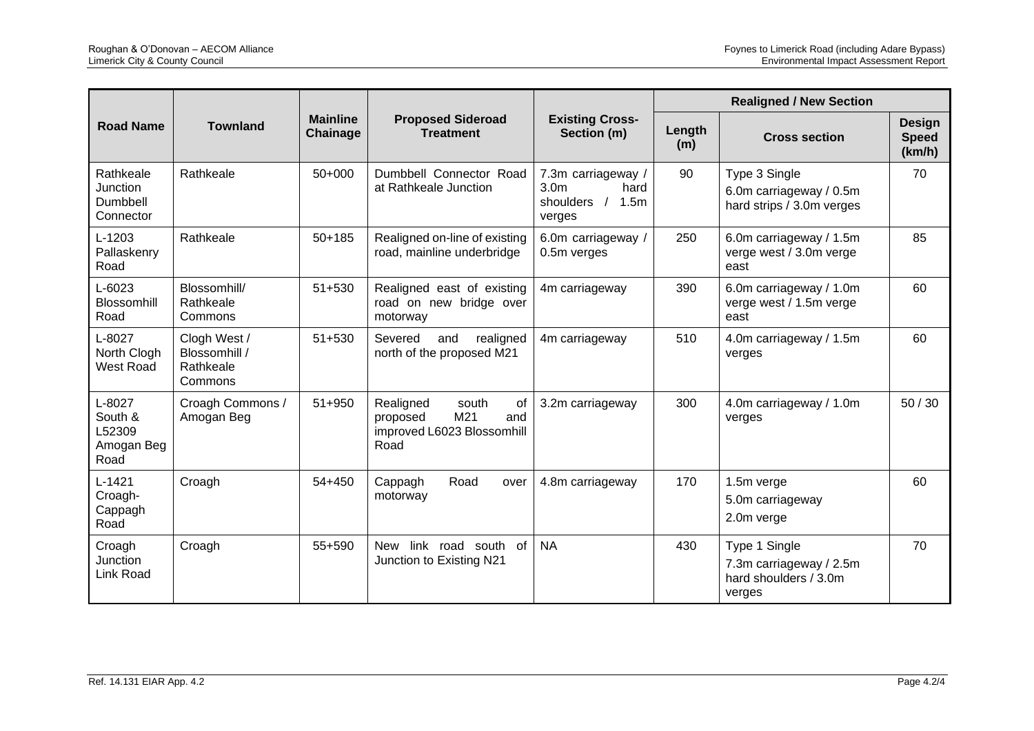| Road Name | Townland | Mainline Chainage | Proposed Sideroad Treatment | Existing Cross-Section (m) | Realigned / New Section | | |
|---|---|---|---|---|---|---|---|
| | | | | | Length (m) | Cross section | Design Speed (km/h) |
| Rathkeale Junction Dumbbell Connector | Rathkeale | 50+000 | Dumbbell Connector Road at Rathkeale Junction | 7.3m carriageway / 3.0m hard shoulders / 1.5m verges | 90 | Type 3 Single 6.0m carriageway / 0.5m hard strips / 3.0m verges | 70 |
| L-1203 Pallaskenry Road | Rathkeale | 50+185 | Realigned on-line of existing road, mainline underbridge | 6.0m carriageway / 0.5m verges | 250 | 6.0m carriageway / 1.5m verge west / 3.0m verge east | 85 |
| L-6023 Blossomhill Road | Blossomhill/ Rathkeale Commons | 51+530 | Realigned east of existing road on new bridge over motorway | 4m carriageway | 390 | 6.0m carriageway / 1.0m verge west / 1.5m verge east | 60 |
| L-8027 North Clogh West Road | Clogh West / Blossomhill / Rathkeale Commons | 51+530 | Severed and realigned north of the proposed M21 | 4m carriageway | 510 | 4.0m carriageway / 1.5m verges | 60 |
| L-8027 South & L52309 Amogan Beg Road | Croagh Commons / Amogan Beg | 51+950 | Realigned south of proposed M21 and improved L6023 Blossomhill Road | 3.2m carriageway | 300 | 4.0m carriageway / 1.0m verges | 50 / 30 |
| L-1421 Croagh-Cappagh Road | Croagh | 54+450 | Cappagh Road over motorway | 4.8m carriageway | 170 | 1.5m verge 5.0m carriageway 2.0m verge | 60 |
| Croagh Junction Link Road | Croagh | 55+590 | New link road south of Junction to Existing N21 | NA | 430 | Type 1 Single 7.3m carriageway / 2.5m hard shoulders / 3.0m verges | 70 |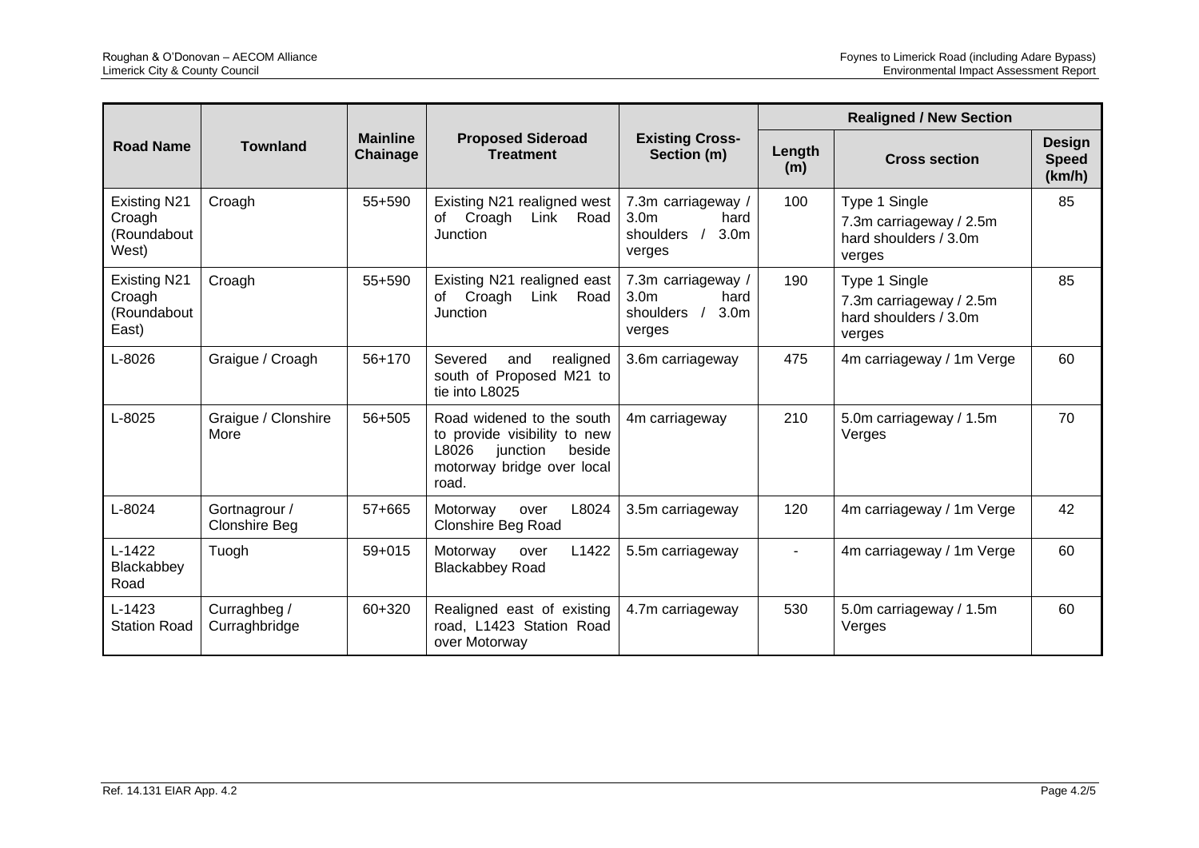| Road Name | Townland | Mainline Chainage | Proposed Sideroad Treatment | Existing Cross-Section (m) | Realigned / New Section | | |
|---|---|---|---|---|---|---|---|
| | | | | | Length (m) | Cross section | Design Speed (km/h) |
| Existing N21 Croagh (Roundabout West) | Croagh | 55+590 | Existing N21 realigned west of Croagh Link Road Junction | 7.3m carriageway / 3.0m hard shoulders / 3.0m verges | 100 | Type 1 Single 7.3m carriageway / 2.5m hard shoulders / 3.0m verges | 85 |
| Existing N21 Croagh (Roundabout East) | Croagh | 55+590 | Existing N21 realigned east of Croagh Link Road Junction | 7.3m carriageway / 3.0m hard shoulders / 3.0m verges | 190 | Type 1 Single 7.3m carriageway / 2.5m hard shoulders / 3.0m verges | 85 |
| L-8026 | Graigue / Croagh | 56+170 | Severed and realigned south of Proposed M21 to tie into L8025 | 3.6m carriageway | 475 | 4m carriageway / 1m Verge | 60 |
| L-8025 | Graigue / Clonshire More | 56+505 | Road widened to the south to provide visibility to new L8026 junction beside motorway bridge over local road. | 4m carriageway | 210 | 5.0m carriageway / 1.5m Verges | 70 |
| L-8024 | Gortnagrour / Clonshire Beg | 57+665 | Motorway over L8024 Clonshire Beg Road | 3.5m carriageway | 120 | 4m carriageway / 1m Verge | 42 |
| L-1422 Blackabbey Road | Tuogh | 59+015 | Motorway over L1422 Blackabbey Road | 5.5m carriageway | - | 4m carriageway / 1m Verge | 60 |
| L-1423 Station Road | Curraghbeg / Curraghbridge | 60+320 | Realigned east of existing road, L1423 Station Road over Motorway | 4.7m carriageway | 530 | 5.0m carriageway / 1.5m Verges | 60 |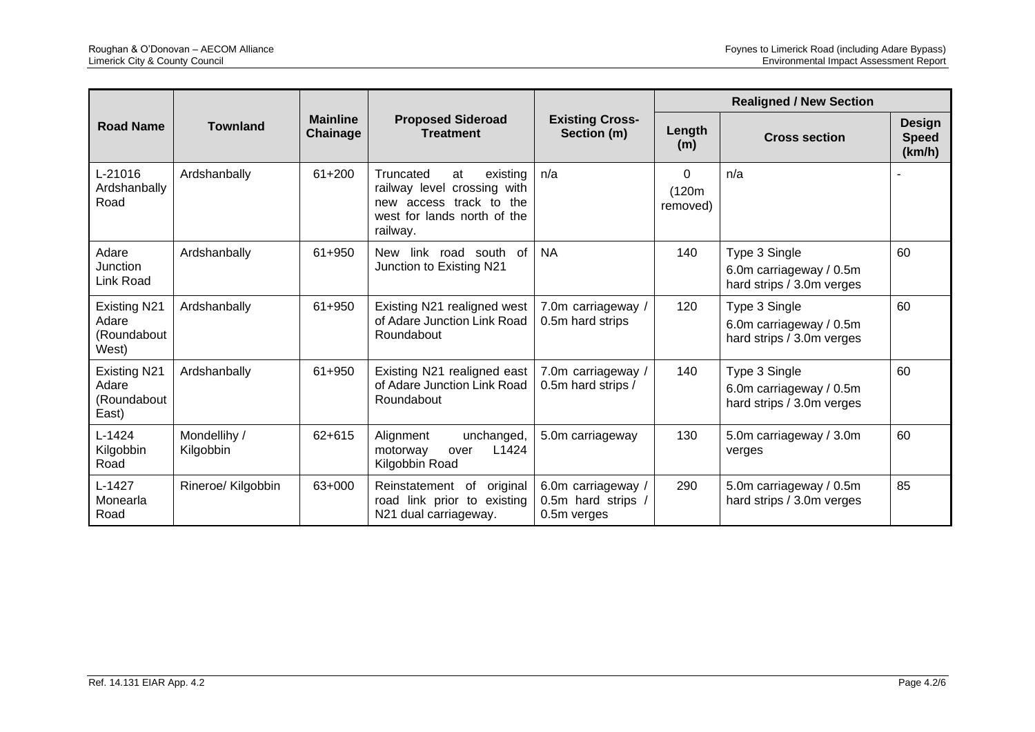| Road Name | Townland | Mainline Chainage | Proposed Sideroad Treatment | Existing Cross-Section (m) | Realigned / New Section | | |
|---|---|---|---|---|---|---|---|
| | | | | | Length (m) | Cross section | Design Speed (km/h) |
| L-21016 Ardshanbally Road | Ardshanbally | 61+200 | Truncated at existing railway level crossing with new access track to the west for lands north of the railway. | n/a | 0 (120m removed) | n/a | - |
| Adare Junction Link Road | Ardshanbally | 61+950 | New link road south of Junction to Existing N21 | NA | 140 | Type 3 Single 6.0m carriageway / 0.5m hard strips / 3.0m verges | 60 |
| Existing N21 Adare (Roundabout West) | Ardshanbally | 61+950 | Existing N21 realigned west of Adare Junction Link Road Roundabout | 7.0m carriageway / 0.5m hard strips | 120 | Type 3 Single 6.0m carriageway / 0.5m hard strips / 3.0m verges | 60 |
| Existing N21 Adare (Roundabout East) | Ardshanbally | 61+950 | Existing N21 realigned east of Adare Junction Link Road Roundabout | 7.0m carriageway / 0.5m hard strips / | 140 | Type 3 Single 6.0m carriageway / 0.5m hard strips / 3.0m verges | 60 |
| L-1424 Kilgobbin Road | Mondellihy / Kilgobbin | 62+615 | Alignment unchanged, motorway over L1424 Kilgobbin Road | 5.0m carriageway | 130 | 5.0m carriageway / 3.0m verges | 60 |
| L-1427 Monearla Road | Rineroe/ Kilgobbin | 63+000 | Reinstatement of original road link prior to existing N21 dual carriageway. | 6.0m carriageway / 0.5m hard strips / 0.5m verges | 290 | 5.0m carriageway / 0.5m hard strips / 3.0m verges | 85 |